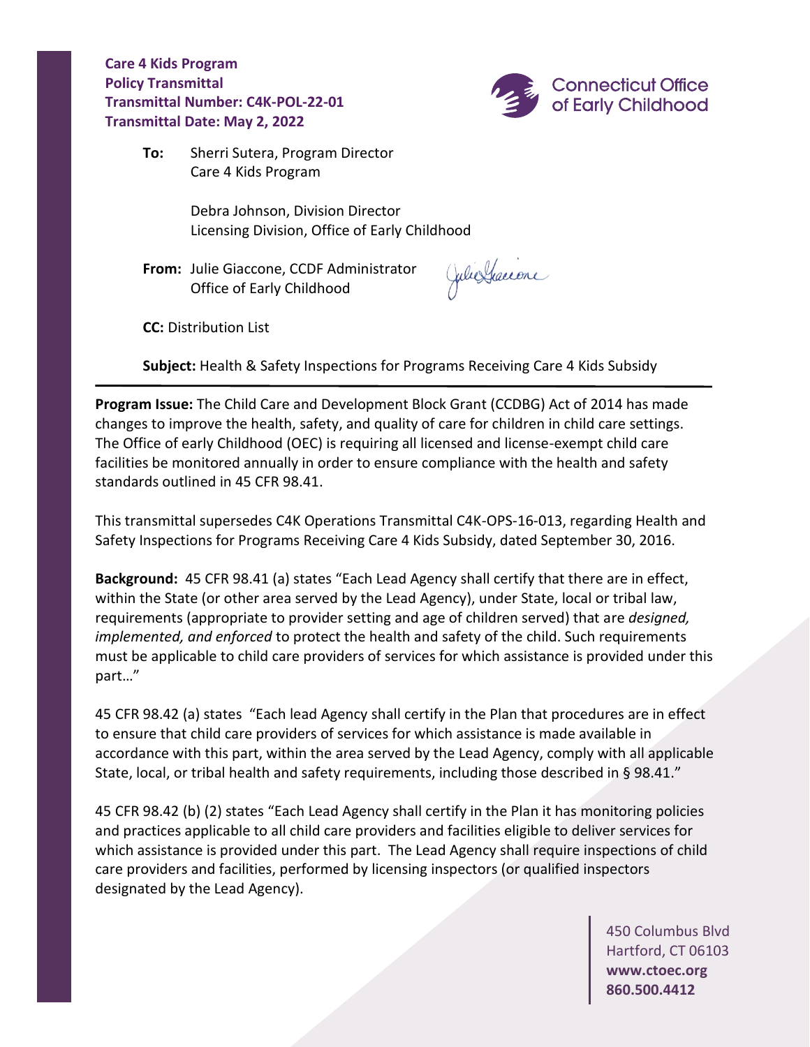**Care 4 Kids Program**
**Policy Transmittal**
**Transmittal Number: C4K-POL-22-01**
**Transmittal Date: May 2, 2022**

Connecticut Office of Early Childhood

**To:** Sherri Sutera, Program Director
Care 4 Kids Program

Debra Johnson, Division Director
Licensing Division, Office of Early Childhood

**From:** Julie Giaccone, CCDF Administrator
Office of Early Childhood

**CC:** Distribution List

**Subject:** Health & Safety Inspections for Programs Receiving Care 4 Kids Subsidy

---

**Program Issue:** The Child Care and Development Block Grant (CCDBG) Act of 2014 has made changes to improve the health, safety, and quality of care for children in child care settings. The Office of early Childhood (OEC) is requiring all licensed and license-exempt child care facilities be monitored annually in order to ensure compliance with the health and safety standards outlined in 45 CFR 98.41.

This transmittal supersedes C4K Operations Transmittal C4K-OPS-16-013, regarding Health and Safety Inspections for Programs Receiving Care 4 Kids Subsidy, dated September 30, 2016.

**Background:** 45 CFR 98.41 (a) states "Each Lead Agency shall certify that there are in effect, within the State (or other area served by the Lead Agency), under State, local or tribal law, requirements (appropriate to provider setting and age of children served) that are *designed, implemented, and enforced* to protect the health and safety of the child. Such requirements must be applicable to child care providers of services for which assistance is provided under this part…"

45 CFR 98.42 (a) states "Each lead Agency shall certify in the Plan that procedures are in effect to ensure that child care providers of services for which assistance is made available in accordance with this part, within the area served by the Lead Agency, comply with all applicable State, local, or tribal health and safety requirements, including those described in § 98.41."

45 CFR 98.42 (b) (2) states "Each Lead Agency shall certify in the Plan it has monitoring policies and practices applicable to all child care providers and facilities eligible to deliver services for which assistance is provided under this part. The Lead Agency shall require inspections of child care providers and facilities, performed by licensing inspectors (or qualified inspectors designated by the Lead Agency).

450 Columbus Blvd
Hartford, CT 06103
**www.ctoec.org**
**860.500.4412**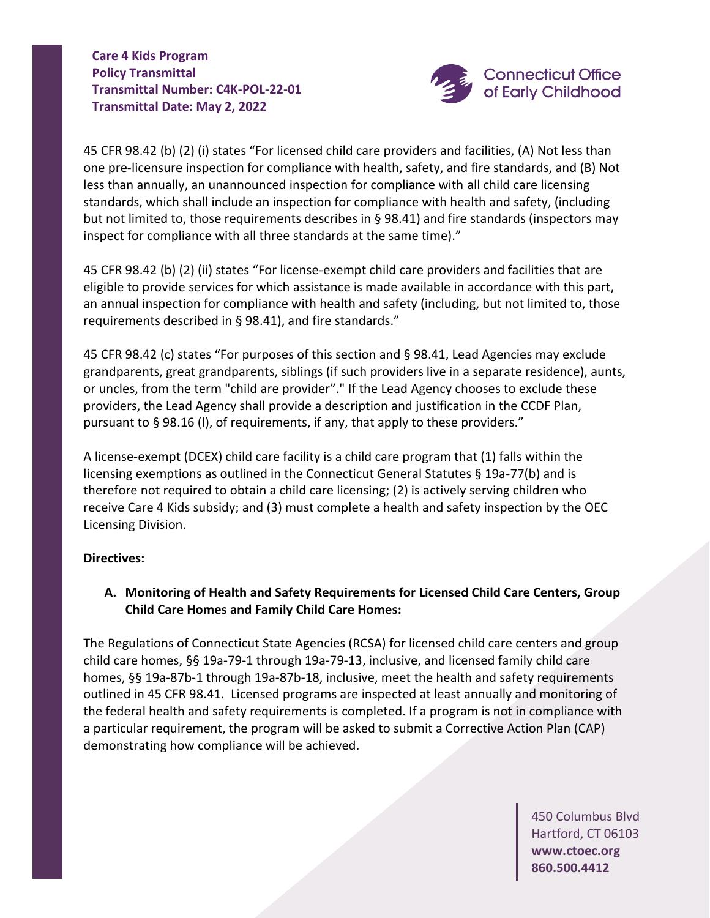45 CFR 98.42 (b) (2) (i) states "For licensed child care providers and facilities, (A) Not less than one pre-licensure inspection for compliance with health, safety, and fire standards, and (B) Not less than annually, an unannounced inspection for compliance with all child care licensing standards, which shall include an inspection for compliance with health and safety, (including but not limited to, those requirements describes in § 98.41) and fire standards (inspectors may inspect for compliance with all three standards at the same time)."

45 CFR 98.42 (b) (2) (ii) states "For license-exempt child care providers and facilities that are eligible to provide services for which assistance is made available in accordance with this part, an annual inspection for compliance with health and safety (including, but not limited to, those requirements described in § 98.41), and fire standards."

45 CFR 98.42 (c) states "For purposes of this section and § 98.41, Lead Agencies may exclude grandparents, great grandparents, siblings (if such providers live in a separate residence), aunts, or uncles, from the term "child are provider"." If the Lead Agency chooses to exclude these providers, the Lead Agency shall provide a description and justification in the CCDF Plan, pursuant to § 98.16 (l), of requirements, if any, that apply to these providers."

A license-exempt (DCEX) child care facility is a child care program that (1) falls within the licensing exemptions as outlined in the Connecticut General Statutes § 19a-77(b) and is therefore not required to obtain a child care licensing; (2) is actively serving children who receive Care 4 Kids subsidy; and (3) must complete a health and safety inspection by the OEC Licensing Division.

**Directives:**

**A. Monitoring of Health and Safety Requirements for Licensed Child Care Centers, Group Child Care Homes and Family Child Care Homes:**

The Regulations of Connecticut State Agencies (RCSA) for licensed child care centers and group child care homes, §§ 19a-79-1 through 19a-79-13, inclusive, and licensed family child care homes, §§ 19a-87b-1 through 19a-87b-18, inclusive, meet the health and safety requirements outlined in 45 CFR 98.41. Licensed programs are inspected at least annually and monitoring of the federal health and safety requirements is completed. If a program is not in compliance with a particular requirement, the program will be asked to submit a Corrective Action Plan (CAP) demonstrating how compliance will be achieved.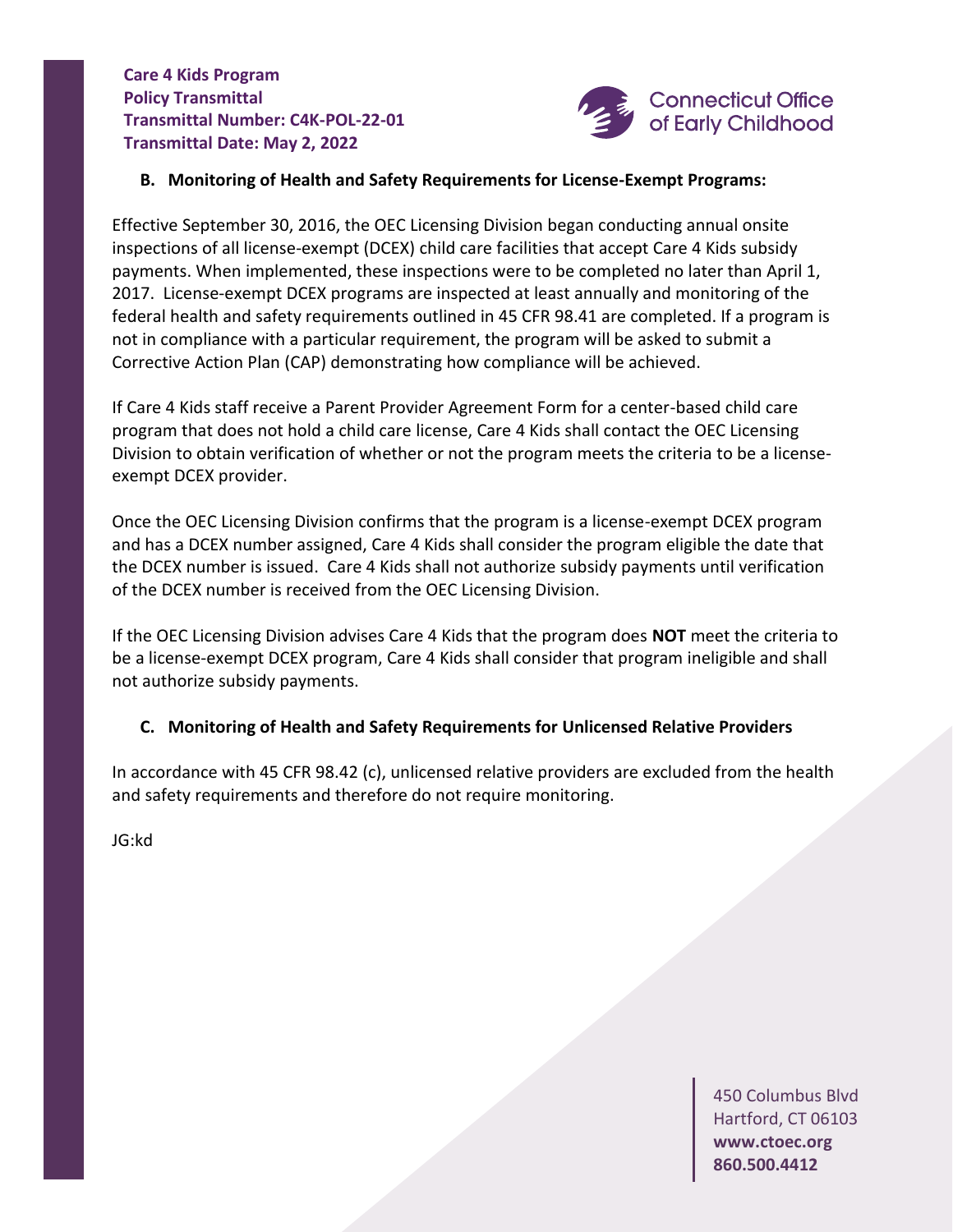## B. Monitoring of Health and Safety Requirements for License-Exempt Programs:

Effective September 30, 2016, the OEC Licensing Division began conducting annual onsite inspections of all license-exempt (DCEX) child care facilities that accept Care 4 Kids subsidy payments. When implemented, these inspections were to be completed no later than April 1, 2017. License-exempt DCEX programs are inspected at least annually and monitoring of the federal health and safety requirements outlined in 45 CFR 98.41 are completed. If a program is not in compliance with a particular requirement, the program will be asked to submit a Corrective Action Plan (CAP) demonstrating how compliance will be achieved.

If Care 4 Kids staff receive a Parent Provider Agreement Form for a center-based child care program that does not hold a child care license, Care 4 Kids shall contact the OEC Licensing Division to obtain verification of whether or not the program meets the criteria to be a license-exempt DCEX provider.

Once the OEC Licensing Division confirms that the program is a license-exempt DCEX program and has a DCEX number assigned, Care 4 Kids shall consider the program eligible the date that the DCEX number is issued. Care 4 Kids shall not authorize subsidy payments until verification of the DCEX number is received from the OEC Licensing Division.

If the OEC Licensing Division advises Care 4 Kids that the program does **NOT** meet the criteria to be a license-exempt DCEX program, Care 4 Kids shall consider that program ineligible and shall not authorize subsidy payments.

## C. Monitoring of Health and Safety Requirements for Unlicensed Relative Providers

In accordance with 45 CFR 98.42 (c), unlicensed relative providers are excluded from the health and safety requirements and therefore do not require monitoring.

JG:kd